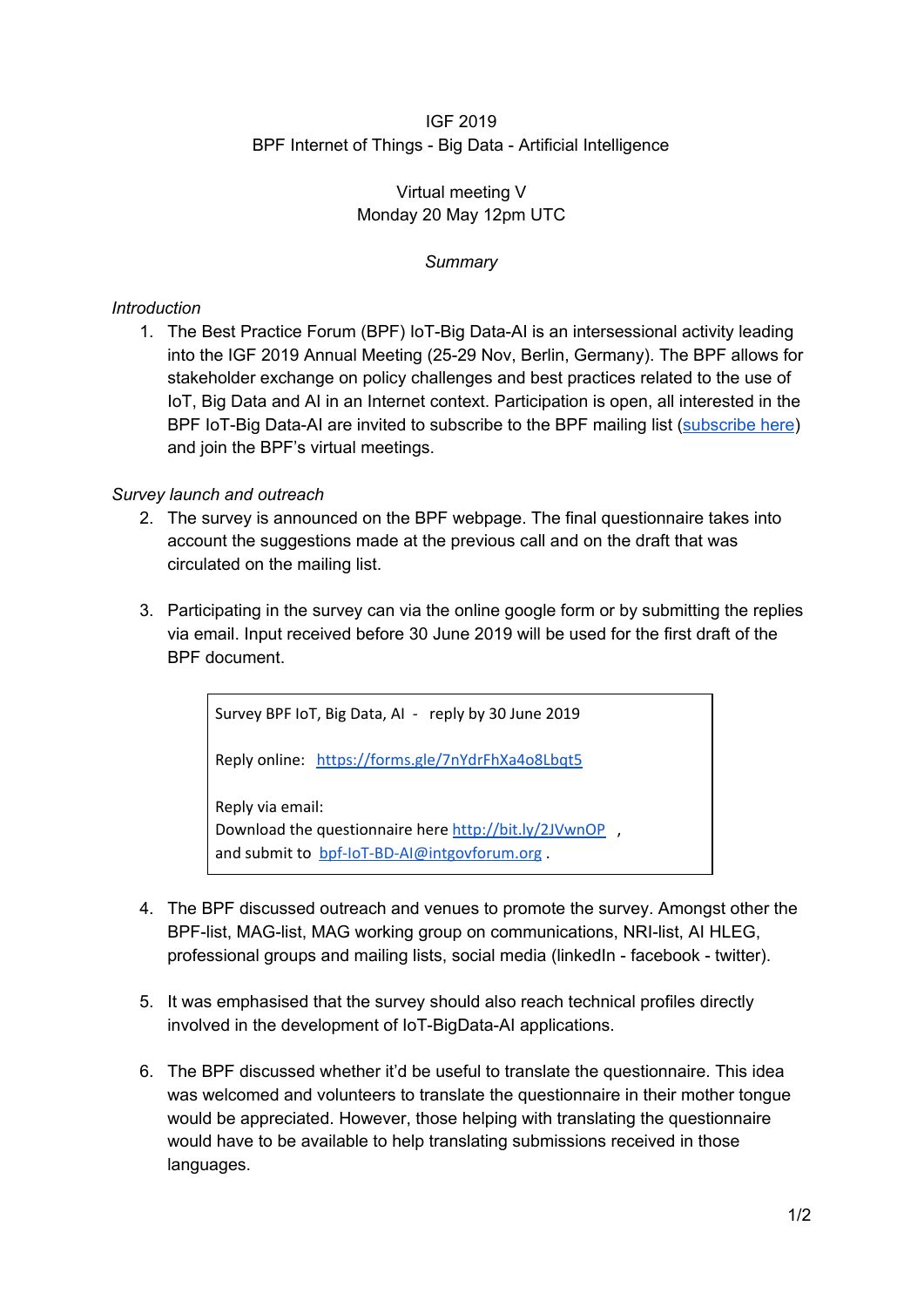IGF 2019

BPF Internet of Things - Big Data - Artificial Intelligence

Virtual meeting V

Monday 20 May 12pm UTC

*Summary*

*Introduction*

1. The Best Practice Forum (BPF) IoT-Big Data-AI is an intersessional activity leading into the IGF 2019 Annual Meeting (25-29 Nov, Berlin, Germany). The BPF allows for stakeholder exchange on policy challenges and best practices related to the use of IoT, Big Data and AI in an Internet context. Participation is open, all interested in the BPF IoT-Big Data-AI are invited to subscribe to the BPF mailing list (subscribe here) and join the BPF's virtual meetings.

*Survey launch and outreach*

2. The survey is announced on the BPF webpage. The final questionnaire takes into account the suggestions made at the previous call and on the draft that was circulated on the mailing list.

3. Participating in the survey can via the online google form or by submitting the replies via email. Input received before 30 June 2019 will be used for the first draft of the BPF document.

> Survey BPF IoT, Big Data, AI - reply by 30 June 2019
>
> Reply online: https://forms.gle/7nYdrFhXa4o8Lbqt5
>
> Reply via email:
> Download the questionnaire here http://bit.ly/2JVwnOP ,
> and submit to bpf-IoT-BD-AI@intgovforum.org .

4. The BPF discussed outreach and venues to promote the survey. Amongst other the BPF-list, MAG-list, MAG working group on communications, NRI-list, AI HLEG, professional groups and mailing lists, social media (linkedIn - facebook - twitter).

5. It was emphasised that the survey should also reach technical profiles directly involved in the development of IoT-BigData-AI applications.

6. The BPF discussed whether it'd be useful to translate the questionnaire. This idea was welcomed and volunteers to translate the questionnaire in their mother tongue would be appreciated. However, those helping with translating the questionnaire would have to be available to help translating submissions received in those languages.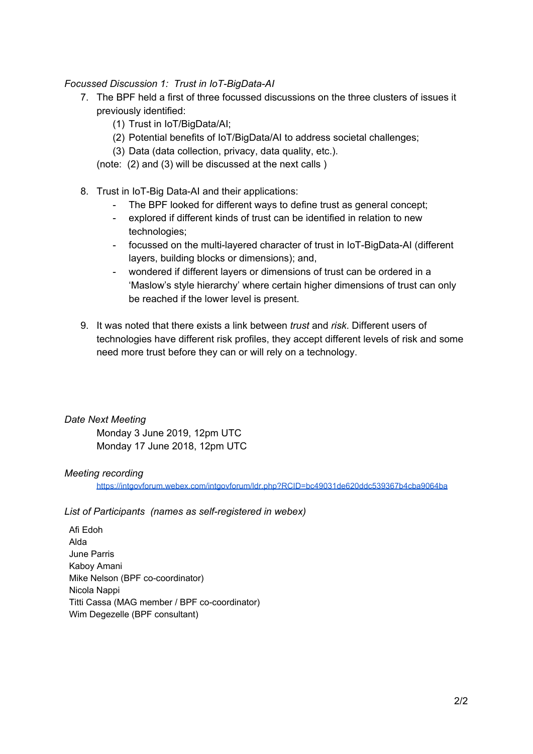*Focussed Discussion 1: Trust in IoT-BigData-AI*

7. The BPF held a first of three focussed discussions on the three clusters of issues it previously identified:
    (1) Trust in IoT/BigData/AI;
    (2) Potential benefits of IoT/BigData/AI to address societal challenges;
    (3) Data (data collection, privacy, data quality, etc.).

    (note: (2) and (3) will be discussed at the next calls )

8. Trust in IoT-Big Data-AI and their applications:
    - The BPF looked for different ways to define trust as general concept;
    - explored if different kinds of trust can be identified in relation to new technologies;
    - focussed on the multi-layered character of trust in IoT-BigData-AI (different layers, building blocks or dimensions); and,
    - wondered if different layers or dimensions of trust can be ordered in a 'Maslow's style hierarchy' where certain higher dimensions of trust can only be reached if the lower level is present.

9. It was noted that there exists a link between *trust* and *risk*. Different users of technologies have different risk profiles, they accept different levels of risk and some need more trust before they can or will rely on a technology.

*Date Next Meeting*

Monday 3 June 2019, 12pm UTC
Monday 17 June 2018, 12pm UTC

*Meeting recording*

https://intgovforum.webex.com/intgovforum/ldr.php?RCID=bc49031de620ddc539367b4cba9064ba

*List of Participants (names as self-registered in webex)*

Afi Edoh
Alda
June Parris
Kaboy Amani
Mike Nelson (BPF co-coordinator)
Nicola Nappi
Titti Cassa (MAG member / BPF co-coordinator)
Wim Degezelle (BPF consultant)